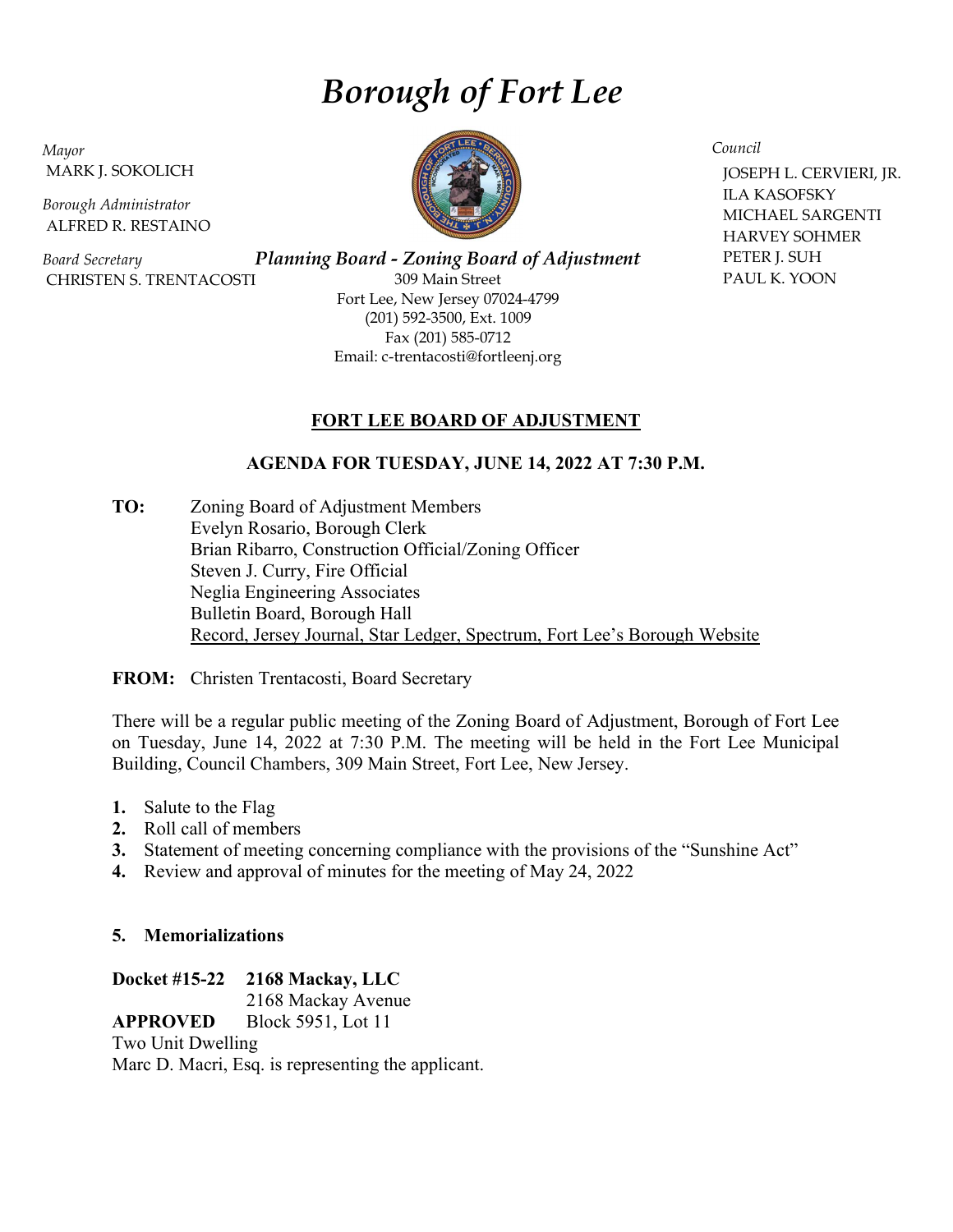# *Borough of Fort Lee*

*Mayor*
MARK J. SOKOLICH

*Borough Administrator*
ALFRED R. RESTAINO

*Board Secretary*
CHRISTEN S. TRENTACOSTI

*Council*
JOSEPH L. CERVIERI, JR.
ILA KASOFSKY
MICHAEL SARGENTI
HARVEY SOHMER
PETER J. SUH
PAUL K. YOON

***Planning Board - Zoning Board of Adjustment***
309 Main Street
Fort Lee, New Jersey 07024-4799
(201) 592-3500, Ext. 1009
Fax (201) 585-0712
Email: c-trentacosti@fortleenj.org

## FORT LEE BOARD OF ADJUSTMENT

### AGENDA FOR TUESDAY, JUNE 14, 2022 AT 7:30 P.M.

**TO:** Zoning Board of Adjustment Members
Evelyn Rosario, Borough Clerk
Brian Ribarro, Construction Official/Zoning Officer
Steven J. Curry, Fire Official
Neglia Engineering Associates
Bulletin Board, Borough Hall
Record, Jersey Journal, Star Ledger, Spectrum, Fort Lee's Borough Website

**FROM:** Christen Trentacosti, Board Secretary

There will be a regular public meeting of the Zoning Board of Adjustment, Borough of Fort Lee on Tuesday, June 14, 2022 at 7:30 P.M. The meeting will be held in the Fort Lee Municipal Building, Council Chambers, 309 Main Street, Fort Lee, New Jersey.

1. Salute to the Flag
2. Roll call of members
3. Statement of meeting concerning compliance with the provisions of the "Sunshine Act"
4. Review and approval of minutes for the meeting of May 24, 2022

**5. Memorializations**

**Docket #15-22** **2168 Mackay, LLC**
2168 Mackay Avenue
**APPROVED** Block 5951, Lot 11
Two Unit Dwelling
Marc D. Macri, Esq. is representing the applicant.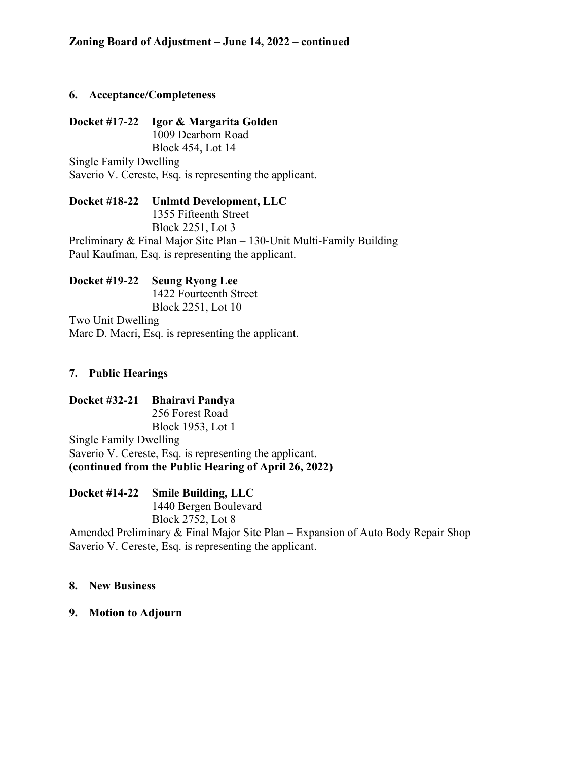## 6. Acceptance/Completeness

**Docket #17-22 Igor & Margarita Golden**
1009 Dearborn Road
Block 454, Lot 14
Single Family Dwelling
Saverio V. Cereste, Esq. is representing the applicant.

**Docket #18-22 Unlmtd Development, LLC**
1355 Fifteenth Street
Block 2251, Lot 3
Preliminary & Final Major Site Plan – 130-Unit Multi-Family Building
Paul Kaufman, Esq. is representing the applicant.

**Docket #19-22 Seung Ryong Lee**
1422 Fourteenth Street
Block 2251, Lot 10
Two Unit Dwelling
Marc D. Macri, Esq. is representing the applicant.

## 7. Public Hearings

**Docket #32-21 Bhairavi Pandya**
256 Forest Road
Block 1953, Lot 1
Single Family Dwelling
Saverio V. Cereste, Esq. is representing the applicant.
**(continued from the Public Hearing of April 26, 2022)**

**Docket #14-22 Smile Building, LLC**
1440 Bergen Boulevard
Block 2752, Lot 8
Amended Preliminary & Final Major Site Plan – Expansion of Auto Body Repair Shop
Saverio V. Cereste, Esq. is representing the applicant.

## 8. New Business

## 9. Motion to Adjourn